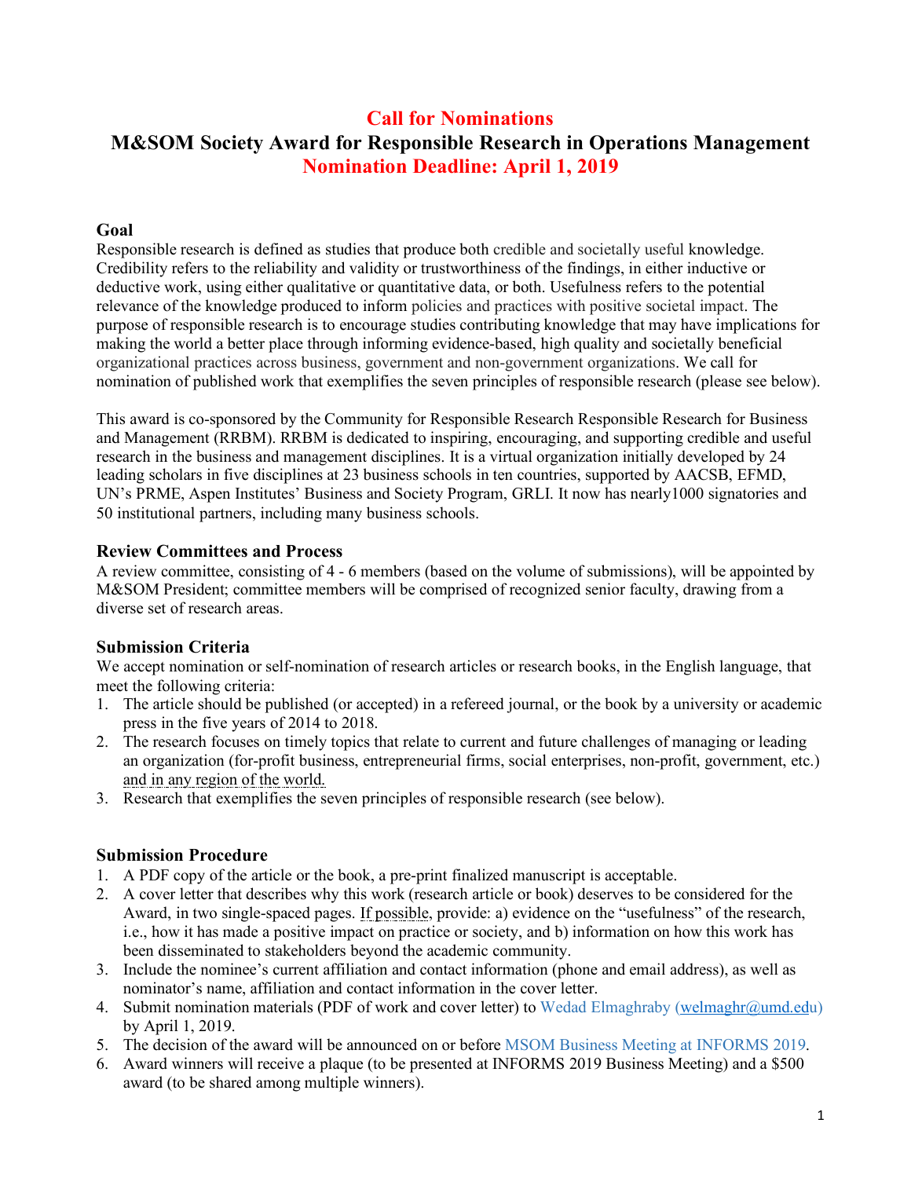# Call for Nominations

# M&SOM Society Award for Responsible Research in Operations Management

## Nomination Deadline: April 1, 2019

### Goal

Responsible research is defined as studies that produce both credible and societally useful knowledge. Credibility refers to the reliability and validity or trustworthiness of the findings, in either inductive or deductive work, using either qualitative or quantitative data, or both. Usefulness refers to the potential relevance of the knowledge produced to inform policies and practices with positive societal impact. The purpose of responsible research is to encourage studies contributing knowledge that may have implications for making the world a better place through informing evidence-based, high quality and societally beneficial organizational practices across business, government and non-government organizations. We call for nomination of published work that exemplifies the seven principles of responsible research (please see below).

This award is co-sponsored by the Community for Responsible Research Responsible Research for Business and Management (RRBM). RRBM is dedicated to inspiring, encouraging, and supporting credible and useful research in the business and management disciplines. It is a virtual organization initially developed by 24 leading scholars in five disciplines at 23 business schools in ten countries, supported by AACSB, EFMD, UN's PRME, Aspen Institutes' Business and Society Program, GRLI. It now has nearly1000 signatories and 50 institutional partners, including many business schools.

### Review Committees and Process

A review committee, consisting of 4 - 6 members (based on the volume of submissions), will be appointed by M&SOM President; committee members will be comprised of recognized senior faculty, drawing from a diverse set of research areas.

### Submission Criteria

We accept nomination or self-nomination of research articles or research books, in the English language, that meet the following criteria:

1. The article should be published (or accepted) in a refereed journal, or the book by a university or academic press in the five years of 2014 to 2018.
2. The research focuses on timely topics that relate to current and future challenges of managing or leading an organization (for-profit business, entrepreneurial firms, social enterprises, non-profit, government, etc.) and in any region of the world.
3. Research that exemplifies the seven principles of responsible research (see below).

### Submission Procedure

1. A PDF copy of the article or the book, a pre-print finalized manuscript is acceptable.
2. A cover letter that describes why this work (research article or book) deserves to be considered for the Award, in two single-spaced pages. If possible, provide: a) evidence on the "usefulness" of the research, i.e., how it has made a positive impact on practice or society, and b) information on how this work has been disseminated to stakeholders beyond the academic community.
3. Include the nominee's current affiliation and contact information (phone and email address), as well as nominator's name, affiliation and contact information in the cover letter.
4. Submit nomination materials (PDF of work and cover letter) to Wedad Elmaghraby (welmaghr@umd.edu) by April 1, 2019.
5. The decision of the award will be announced on or before MSOM Business Meeting at INFORMS 2019.
6. Award winners will receive a plaque (to be presented at INFORMS 2019 Business Meeting) and a $500 award (to be shared among multiple winners).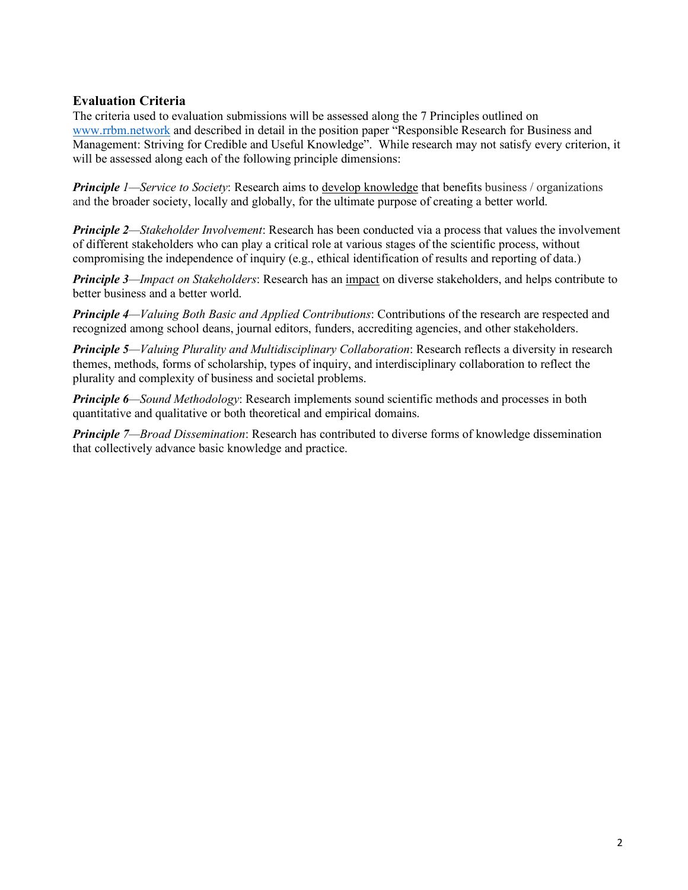## Evaluation Criteria

The criteria used to evaluation submissions will be assessed along the 7 Principles outlined on [www.rrbm.network](www.rrbm.network) and described in detail in the position paper "Responsible Research for Business and Management: Striving for Credible and Useful Knowledge". While research may not satisfy every criterion, it will be assessed along each of the following principle dimensions:

***Principle 1****—Service to Society*: Research aims to develop knowledge that benefits business / organizations and the broader society, locally and globally, for the ultimate purpose of creating a better world.

***Principle 2****—Stakeholder Involvement*: Research has been conducted via a process that values the involvement of different stakeholders who can play a critical role at various stages of the scientific process, without compromising the independence of inquiry (e.g., ethical identification of results and reporting of data.)

***Principle 3****—Impact on Stakeholders*: Research has an impact on diverse stakeholders, and helps contribute to better business and a better world.

***Principle 4****—Valuing Both Basic and Applied Contributions*: Contributions of the research are respected and recognized among school deans, journal editors, funders, accrediting agencies, and other stakeholders.

***Principle 5****—Valuing Plurality and Multidisciplinary Collaboration*: Research reflects a diversity in research themes, methods, forms of scholarship, types of inquiry, and interdisciplinary collaboration to reflect the plurality and complexity of business and societal problems.

***Principle 6****—Sound Methodology*: Research implements sound scientific methods and processes in both quantitative and qualitative or both theoretical and empirical domains.

***Principle 7****—Broad Dissemination*: Research has contributed to diverse forms of knowledge dissemination that collectively advance basic knowledge and practice.